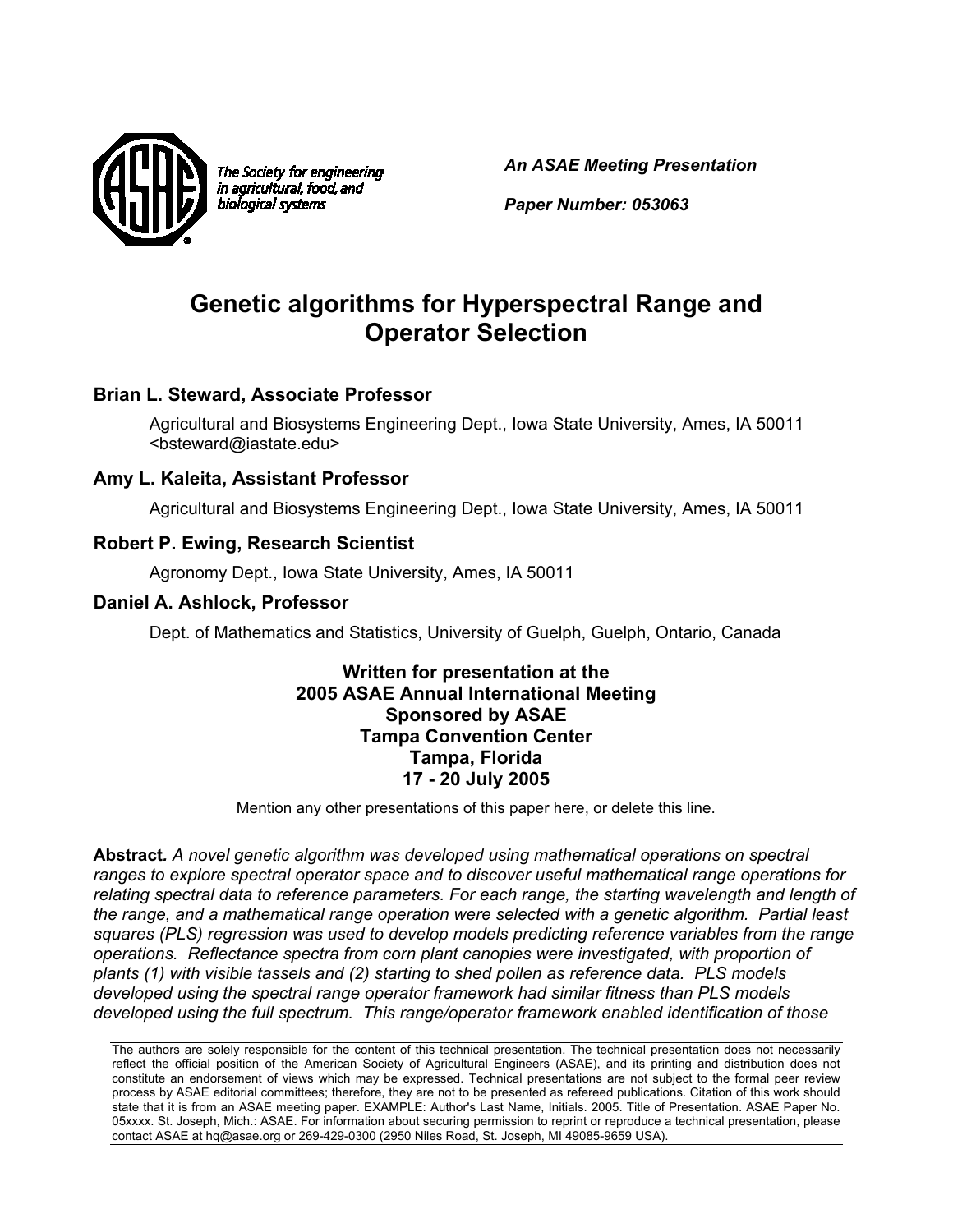The Society for engineering in agricultural, food, and biological systems

*An ASAE Meeting Presentation*

*Paper Number: 053063*

# Genetic algorithms for Hyperspectral Range and Operator Selection

### Brian L. Steward, Associate Professor

Agricultural and Biosystems Engineering Dept., Iowa State University, Ames, IA 50011 <bsteward@iastate.edu>

### Amy L. Kaleita, Assistant Professor

Agricultural and Biosystems Engineering Dept., Iowa State University, Ames, IA 50011

### Robert P. Ewing, Research Scientist

Agronomy Dept., Iowa State University, Ames, IA 50011

### Daniel A. Ashlock, Professor

Dept. of Mathematics and Statistics, University of Guelph, Guelph, Ontario, Canada

**Written for presentation at the**
**2005 ASAE Annual International Meeting**
**Sponsored by ASAE**
**Tampa Convention Center**
**Tampa, Florida**
**17 - 20 July 2005**

Mention any other presentations of this paper here, or delete this line.

**Abstract.** *A novel genetic algorithm was developed using mathematical operations on spectral ranges to explore spectral operator space and to discover useful mathematical range operations for relating spectral data to reference parameters. For each range, the starting wavelength and length of the range, and a mathematical range operation were selected with a genetic algorithm. Partial least squares (PLS) regression was used to develop models predicting reference variables from the range operations. Reflectance spectra from corn plant canopies were investigated, with proportion of plants (1) with visible tassels and (2) starting to shed pollen as reference data. PLS models developed using the spectral range operator framework had similar fitness than PLS models developed using the full spectrum. This range/operator framework enabled identification of those*

The authors are solely responsible for the content of this technical presentation. The technical presentation does not necessarily reflect the official position of the American Society of Agricultural Engineers (ASAE), and its printing and distribution does not constitute an endorsement of views which may be expressed. Technical presentations are not subject to the formal peer review process by ASAE editorial committees; therefore, they are not to be presented as refereed publications. Citation of this work should state that it is from an ASAE meeting paper. EXAMPLE: Author's Last Name, Initials. 2005. Title of Presentation. ASAE Paper No. 05xxxx. St. Joseph, Mich.: ASAE. For information about securing permission to reprint or reproduce a technical presentation, please contact ASAE at hq@asae.org or 269-429-0300 (2950 Niles Road, St. Joseph, MI 49085-9659 USA).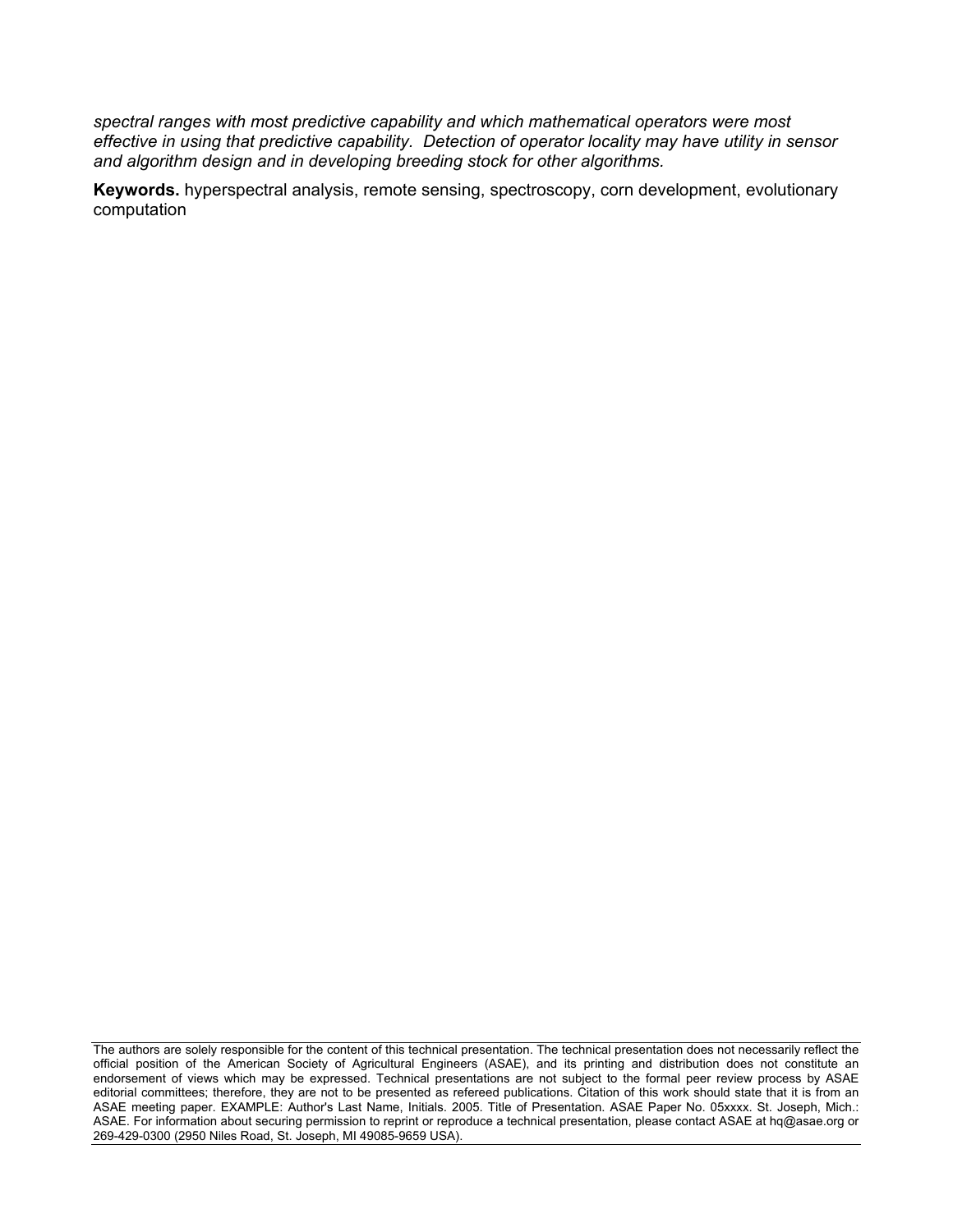*spectral ranges with most predictive capability and which mathematical operators were most effective in using that predictive capability. Detection of operator locality may have utility in sensor and algorithm design and in developing breeding stock for other algorithms.*

**Keywords.** hyperspectral analysis, remote sensing, spectroscopy, corn development, evolutionary computation

The authors are solely responsible for the content of this technical presentation. The technical presentation does not necessarily reflect the official position of the American Society of Agricultural Engineers (ASAE), and its printing and distribution does not constitute an endorsement of views which may be expressed. Technical presentations are not subject to the formal peer review process by ASAE editorial committees; therefore, they are not to be presented as refereed publications. Citation of this work should state that it is from an ASAE meeting paper. EXAMPLE: Author's Last Name, Initials. 2005. Title of Presentation. ASAE Paper No. 05xxxx. St. Joseph, Mich.: ASAE. For information about securing permission to reprint or reproduce a technical presentation, please contact ASAE at hq@asae.org or 269-429-0300 (2950 Niles Road, St. Joseph, MI 49085-9659 USA).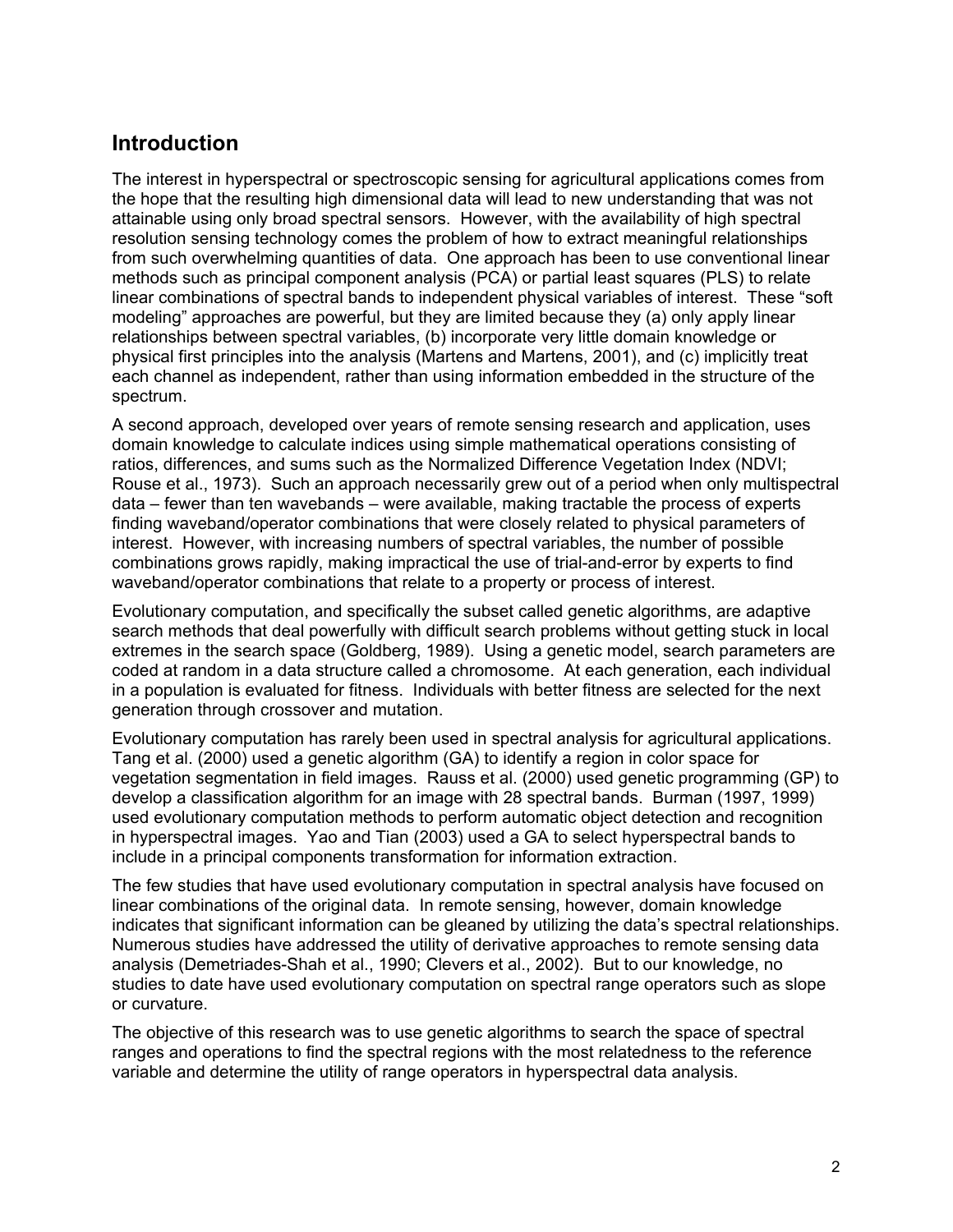## Introduction

The interest in hyperspectral or spectroscopic sensing for agricultural applications comes from the hope that the resulting high dimensional data will lead to new understanding that was not attainable using only broad spectral sensors. However, with the availability of high spectral resolution sensing technology comes the problem of how to extract meaningful relationships from such overwhelming quantities of data. One approach has been to use conventional linear methods such as principal component analysis (PCA) or partial least squares (PLS) to relate linear combinations of spectral bands to independent physical variables of interest. These "soft modeling" approaches are powerful, but they are limited because they (a) only apply linear relationships between spectral variables, (b) incorporate very little domain knowledge or physical first principles into the analysis (Martens and Martens, 2001), and (c) implicitly treat each channel as independent, rather than using information embedded in the structure of the spectrum.

A second approach, developed over years of remote sensing research and application, uses domain knowledge to calculate indices using simple mathematical operations consisting of ratios, differences, and sums such as the Normalized Difference Vegetation Index (NDVI; Rouse et al., 1973). Such an approach necessarily grew out of a period when only multispectral data – fewer than ten wavebands – were available, making tractable the process of experts finding waveband/operator combinations that were closely related to physical parameters of interest. However, with increasing numbers of spectral variables, the number of possible combinations grows rapidly, making impractical the use of trial-and-error by experts to find waveband/operator combinations that relate to a property or process of interest.

Evolutionary computation, and specifically the subset called genetic algorithms, are adaptive search methods that deal powerfully with difficult search problems without getting stuck in local extremes in the search space (Goldberg, 1989). Using a genetic model, search parameters are coded at random in a data structure called a chromosome. At each generation, each individual in a population is evaluated for fitness. Individuals with better fitness are selected for the next generation through crossover and mutation.

Evolutionary computation has rarely been used in spectral analysis for agricultural applications. Tang et al. (2000) used a genetic algorithm (GA) to identify a region in color space for vegetation segmentation in field images. Rauss et al. (2000) used genetic programming (GP) to develop a classification algorithm for an image with 28 spectral bands. Burman (1997, 1999) used evolutionary computation methods to perform automatic object detection and recognition in hyperspectral images. Yao and Tian (2003) used a GA to select hyperspectral bands to include in a principal components transformation for information extraction.

The few studies that have used evolutionary computation in spectral analysis have focused on linear combinations of the original data. In remote sensing, however, domain knowledge indicates that significant information can be gleaned by utilizing the data's spectral relationships. Numerous studies have addressed the utility of derivative approaches to remote sensing data analysis (Demetriades-Shah et al., 1990; Clevers et al., 2002). But to our knowledge, no studies to date have used evolutionary computation on spectral range operators such as slope or curvature.

The objective of this research was to use genetic algorithms to search the space of spectral ranges and operations to find the spectral regions with the most relatedness to the reference variable and determine the utility of range operators in hyperspectral data analysis.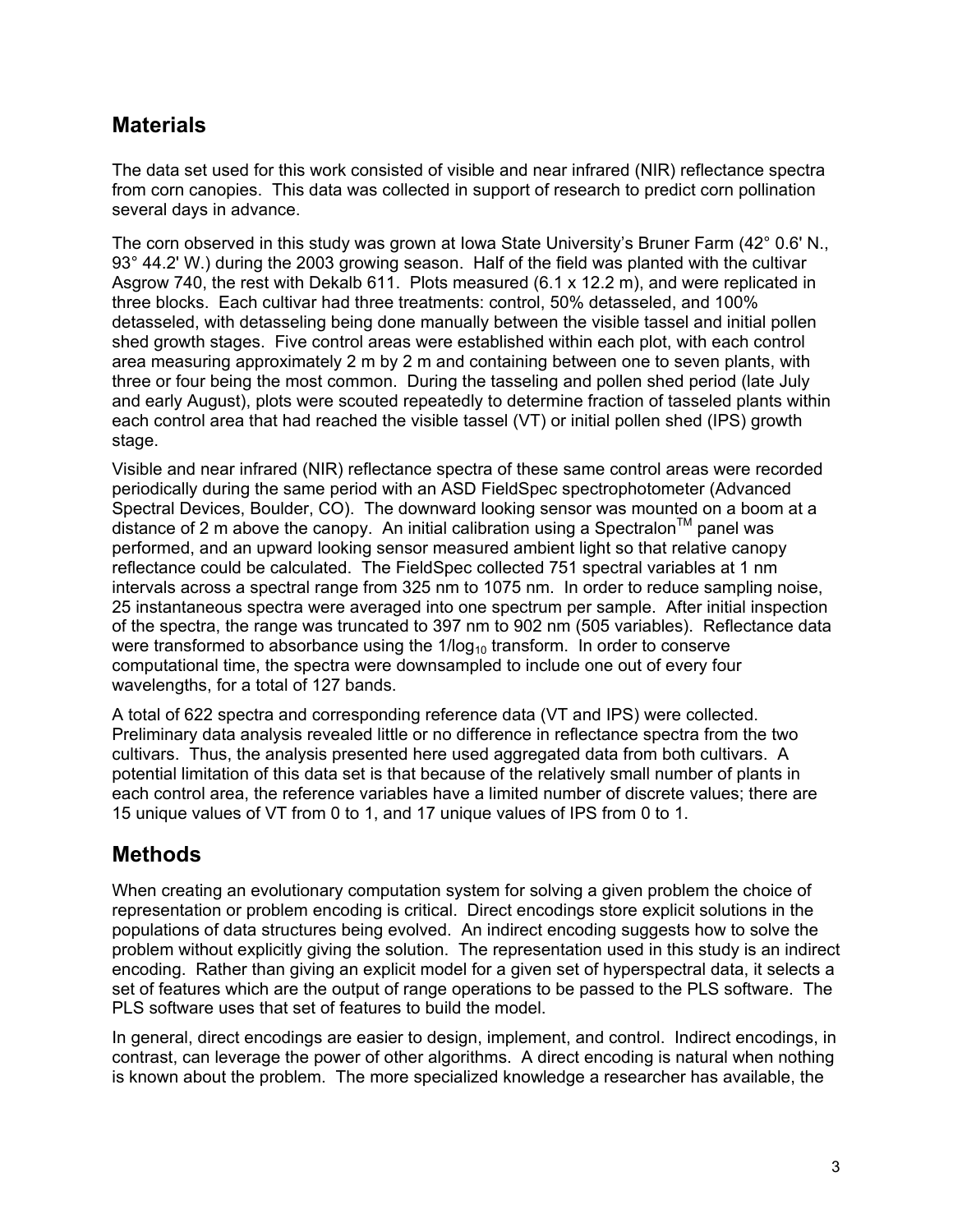## Materials

The data set used for this work consisted of visible and near infrared (NIR) reflectance spectra from corn canopies. This data was collected in support of research to predict corn pollination several days in advance.

The corn observed in this study was grown at Iowa State University's Bruner Farm (42° 0.6' N., 93° 44.2' W.) during the 2003 growing season. Half of the field was planted with the cultivar Asgrow 740, the rest with Dekalb 611. Plots measured (6.1 x 12.2 m), and were replicated in three blocks. Each cultivar had three treatments: control, 50% detasseled, and 100% detasseled, with detasseling being done manually between the visible tassel and initial pollen shed growth stages. Five control areas were established within each plot, with each control area measuring approximately 2 m by 2 m and containing between one to seven plants, with three or four being the most common. During the tasseling and pollen shed period (late July and early August), plots were scouted repeatedly to determine fraction of tasseled plants within each control area that had reached the visible tassel (VT) or initial pollen shed (IPS) growth stage.

Visible and near infrared (NIR) reflectance spectra of these same control areas were recorded periodically during the same period with an ASD FieldSpec spectrophotometer (Advanced Spectral Devices, Boulder, CO). The downward looking sensor was mounted on a boom at a distance of 2 m above the canopy. An initial calibration using a Spectralon™ panel was performed, and an upward looking sensor measured ambient light so that relative canopy reflectance could be calculated. The FieldSpec collected 751 spectral variables at 1 nm intervals across a spectral range from 325 nm to 1075 nm. In order to reduce sampling noise, 25 instantaneous spectra were averaged into one spectrum per sample. After initial inspection of the spectra, the range was truncated to 397 nm to 902 nm (505 variables). Reflectance data were transformed to absorbance using the $1/\log_{10}$ transform. In order to conserve computational time, the spectra were downsampled to include one out of every four wavelengths, for a total of 127 bands.

A total of 622 spectra and corresponding reference data (VT and IPS) were collected. Preliminary data analysis revealed little or no difference in reflectance spectra from the two cultivars. Thus, the analysis presented here used aggregated data from both cultivars. A potential limitation of this data set is that because of the relatively small number of plants in each control area, the reference variables have a limited number of discrete values; there are 15 unique values of VT from 0 to 1, and 17 unique values of IPS from 0 to 1.

## Methods

When creating an evolutionary computation system for solving a given problem the choice of representation or problem encoding is critical. Direct encodings store explicit solutions in the populations of data structures being evolved. An indirect encoding suggests how to solve the problem without explicitly giving the solution. The representation used in this study is an indirect encoding. Rather than giving an explicit model for a given set of hyperspectral data, it selects a set of features which are the output of range operations to be passed to the PLS software. The PLS software uses that set of features to build the model.

In general, direct encodings are easier to design, implement, and control. Indirect encodings, in contrast, can leverage the power of other algorithms. A direct encoding is natural when nothing is known about the problem. The more specialized knowledge a researcher has available, the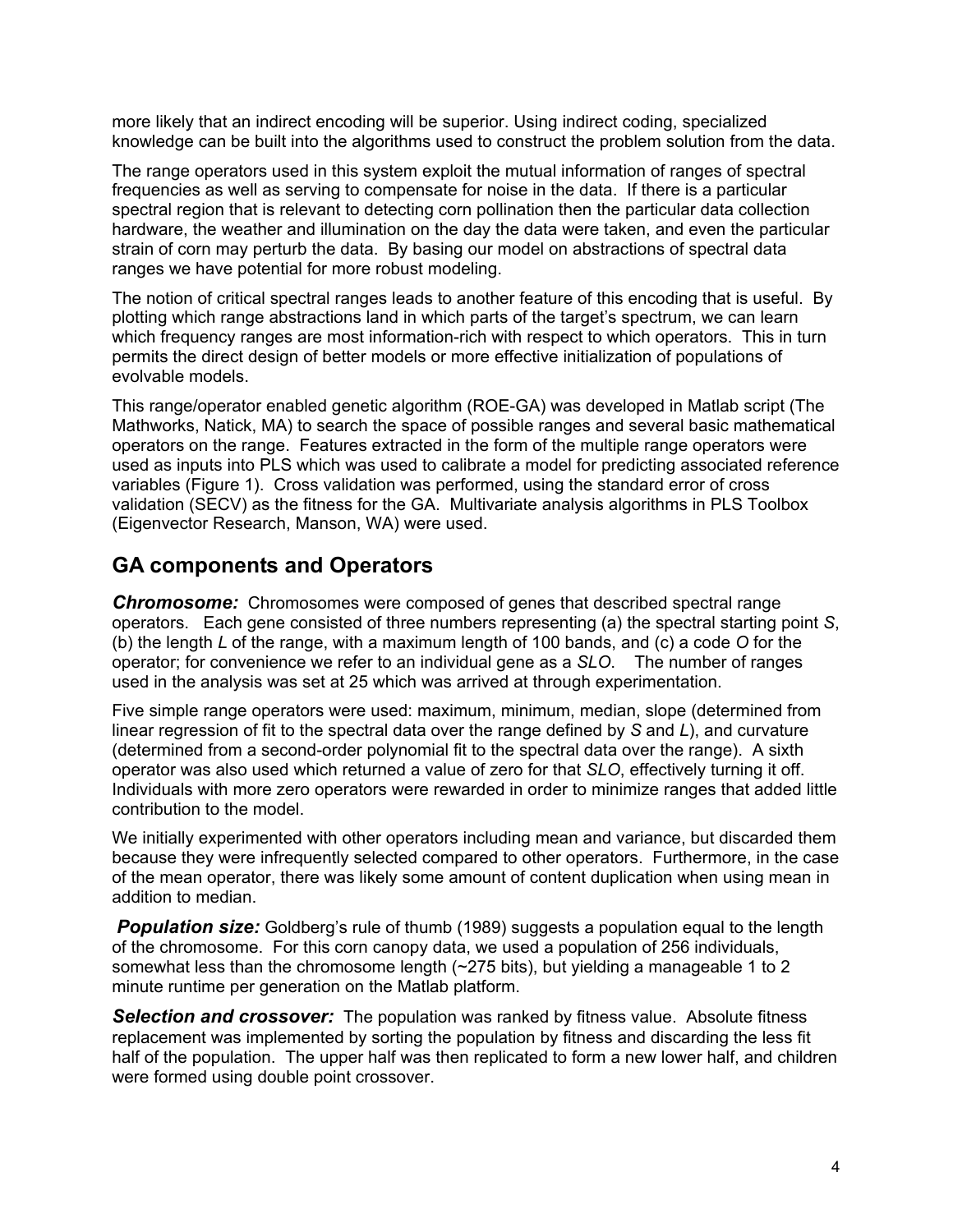more likely that an indirect encoding will be superior. Using indirect coding, specialized knowledge can be built into the algorithms used to construct the problem solution from the data.

The range operators used in this system exploit the mutual information of ranges of spectral frequencies as well as serving to compensate for noise in the data. If there is a particular spectral region that is relevant to detecting corn pollination then the particular data collection hardware, the weather and illumination on the day the data were taken, and even the particular strain of corn may perturb the data. By basing our model on abstractions of spectral data ranges we have potential for more robust modeling.

The notion of critical spectral ranges leads to another feature of this encoding that is useful. By plotting which range abstractions land in which parts of the target's spectrum, we can learn which frequency ranges are most information-rich with respect to which operators. This in turn permits the direct design of better models or more effective initialization of populations of evolvable models.

This range/operator enabled genetic algorithm (ROE-GA) was developed in Matlab script (The Mathworks, Natick, MA) to search the space of possible ranges and several basic mathematical operators on the range. Features extracted in the form of the multiple range operators were used as inputs into PLS which was used to calibrate a model for predicting associated reference variables (Figure 1). Cross validation was performed, using the standard error of cross validation (SECV) as the fitness for the GA. Multivariate analysis algorithms in PLS Toolbox (Eigenvector Research, Manson, WA) were used.

## GA components and Operators

***Chromosome:*** Chromosomes were composed of genes that described spectral range operators. Each gene consisted of three numbers representing (a) the spectral starting point *S*, (b) the length *L* of the range, with a maximum length of 100 bands, and (c) a code *O* for the operator; for convenience we refer to an individual gene as a *SLO*. The number of ranges used in the analysis was set at 25 which was arrived at through experimentation.

Five simple range operators were used: maximum, minimum, median, slope (determined from linear regression of fit to the spectral data over the range defined by *S* and *L*), and curvature (determined from a second-order polynomial fit to the spectral data over the range). A sixth operator was also used which returned a value of zero for that *SLO*, effectively turning it off. Individuals with more zero operators were rewarded in order to minimize ranges that added little contribution to the model.

We initially experimented with other operators including mean and variance, but discarded them because they were infrequently selected compared to other operators. Furthermore, in the case of the mean operator, there was likely some amount of content duplication when using mean in addition to median.

***Population size:*** Goldberg's rule of thumb (1989) suggests a population equal to the length of the chromosome. For this corn canopy data, we used a population of 256 individuals, somewhat less than the chromosome length (~275 bits), but yielding a manageable 1 to 2 minute runtime per generation on the Matlab platform.

***Selection and crossover:*** The population was ranked by fitness value. Absolute fitness replacement was implemented by sorting the population by fitness and discarding the less fit half of the population. The upper half was then replicated to form a new lower half, and children were formed using double point crossover.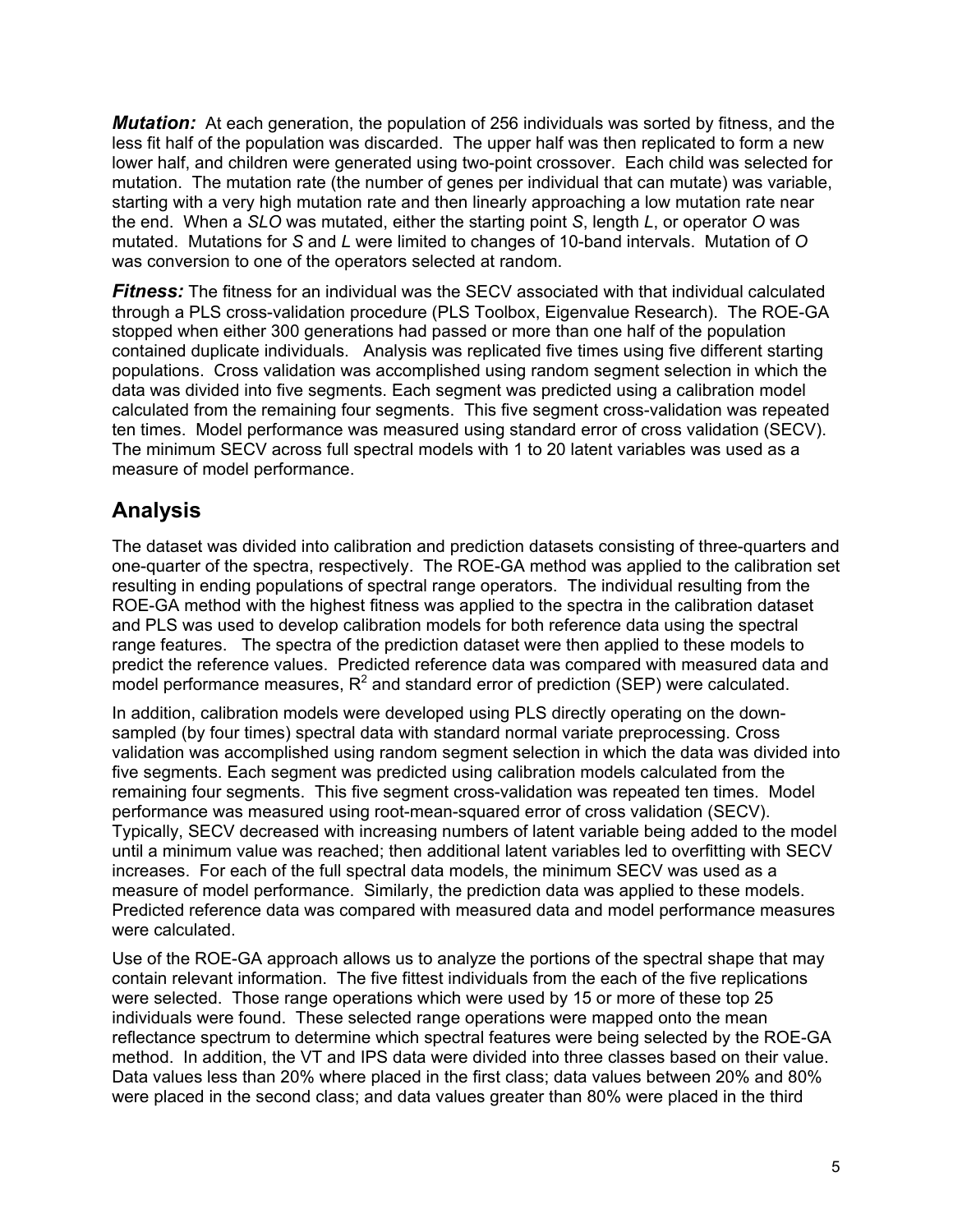***Mutation:*** At each generation, the population of 256 individuals was sorted by fitness, and the less fit half of the population was discarded. The upper half was then replicated to form a new lower half, and children were generated using two-point crossover. Each child was selected for mutation. The mutation rate (the number of genes per individual that can mutate) was variable, starting with a very high mutation rate and then linearly approaching a low mutation rate near the end. When a *SLO* was mutated, either the starting point *S*, length *L*, or operator *O* was mutated. Mutations for *S* and *L* were limited to changes of 10-band intervals. Mutation of *O* was conversion to one of the operators selected at random.

***Fitness:*** The fitness for an individual was the SECV associated with that individual calculated through a PLS cross-validation procedure (PLS Toolbox, Eigenvalue Research). The ROE-GA stopped when either 300 generations had passed or more than one half of the population contained duplicate individuals. Analysis was replicated five times using five different starting populations. Cross validation was accomplished using random segment selection in which the data was divided into five segments. Each segment was predicted using a calibration model calculated from the remaining four segments. This five segment cross-validation was repeated ten times. Model performance was measured using standard error of cross validation (SECV). The minimum SECV across full spectral models with 1 to 20 latent variables was used as a measure of model performance.

## Analysis

The dataset was divided into calibration and prediction datasets consisting of three-quarters and one-quarter of the spectra, respectively. The ROE-GA method was applied to the calibration set resulting in ending populations of spectral range operators. The individual resulting from the ROE-GA method with the highest fitness was applied to the spectra in the calibration dataset and PLS was used to develop calibration models for both reference data using the spectral range features. The spectra of the prediction dataset were then applied to these models to predict the reference values. Predicted reference data was compared with measured data and model performance measures, $R^2$ and standard error of prediction (SEP) were calculated.

In addition, calibration models were developed using PLS directly operating on the down-sampled (by four times) spectral data with standard normal variate preprocessing. Cross validation was accomplished using random segment selection in which the data was divided into five segments. Each segment was predicted using calibration models calculated from the remaining four segments. This five segment cross-validation was repeated ten times. Model performance was measured using root-mean-squared error of cross validation (SECV). Typically, SECV decreased with increasing numbers of latent variable being added to the model until a minimum value was reached; then additional latent variables led to overfitting with SECV increases. For each of the full spectral data models, the minimum SECV was used as a measure of model performance. Similarly, the prediction data was applied to these models. Predicted reference data was compared with measured data and model performance measures were calculated.

Use of the ROE-GA approach allows us to analyze the portions of the spectral shape that may contain relevant information. The five fittest individuals from the each of the five replications were selected. Those range operations which were used by 15 or more of these top 25 individuals were found. These selected range operations were mapped onto the mean reflectance spectrum to determine which spectral features were being selected by the ROE-GA method. In addition, the VT and IPS data were divided into three classes based on their value. Data values less than 20% where placed in the first class; data values between 20% and 80% were placed in the second class; and data values greater than 80% were placed in the third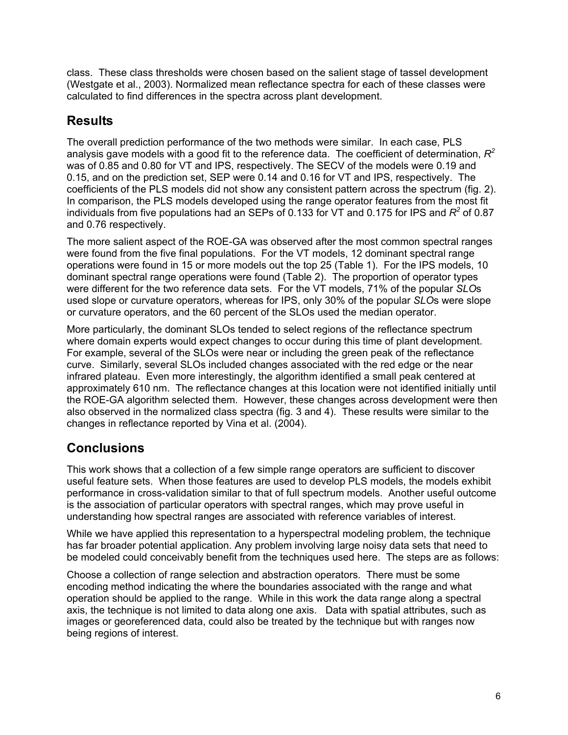class. These class thresholds were chosen based on the salient stage of tassel development (Westgate et al., 2003). Normalized mean reflectance spectra for each of these classes were calculated to find differences in the spectra across plant development.

## Results

The overall prediction performance of the two methods were similar. In each case, PLS analysis gave models with a good fit to the reference data. The coefficient of determination, $R^2$ was of 0.85 and 0.80 for VT and IPS, respectively. The SECV of the models were 0.19 and 0.15, and on the prediction set, SEP were 0.14 and 0.16 for VT and IPS, respectively. The coefficients of the PLS models did not show any consistent pattern across the spectrum (fig. 2). In comparison, the PLS models developed using the range operator features from the most fit individuals from five populations had an SEPs of 0.133 for VT and 0.175 for IPS and $R^2$ of 0.87 and 0.76 respectively.

The more salient aspect of the ROE-GA was observed after the most common spectral ranges were found from the five final populations. For the VT models, 12 dominant spectral range operations were found in 15 or more models out the top 25 (Table 1). For the IPS models, 10 dominant spectral range operations were found (Table 2). The proportion of operator types were different for the two reference data sets. For the VT models, 71% of the popular *SLO*s used slope or curvature operators, whereas for IPS, only 30% of the popular *SLO*s were slope or curvature operators, and the 60 percent of the SLOs used the median operator.

More particularly, the dominant SLOs tended to select regions of the reflectance spectrum where domain experts would expect changes to occur during this time of plant development. For example, several of the SLOs were near or including the green peak of the reflectance curve. Similarly, several SLOs included changes associated with the red edge or the near infrared plateau. Even more interestingly, the algorithm identified a small peak centered at approximately 610 nm. The reflectance changes at this location were not identified initially until the ROE-GA algorithm selected them. However, these changes across development were then also observed in the normalized class spectra (fig. 3 and 4). These results were similar to the changes in reflectance reported by Vina et al. (2004).

## Conclusions

This work shows that a collection of a few simple range operators are sufficient to discover useful feature sets. When those features are used to develop PLS models, the models exhibit performance in cross-validation similar to that of full spectrum models. Another useful outcome is the association of particular operators with spectral ranges, which may prove useful in understanding how spectral ranges are associated with reference variables of interest.

While we have applied this representation to a hyperspectral modeling problem, the technique has far broader potential application. Any problem involving large noisy data sets that need to be modeled could conceivably benefit from the techniques used here. The steps are as follows:

Choose a collection of range selection and abstraction operators. There must be some encoding method indicating the where the boundaries associated with the range and what operation should be applied to the range. While in this work the data range along a spectral axis, the technique is not limited to data along one axis. Data with spatial attributes, such as images or georeferenced data, could also be treated by the technique but with ranges now being regions of interest.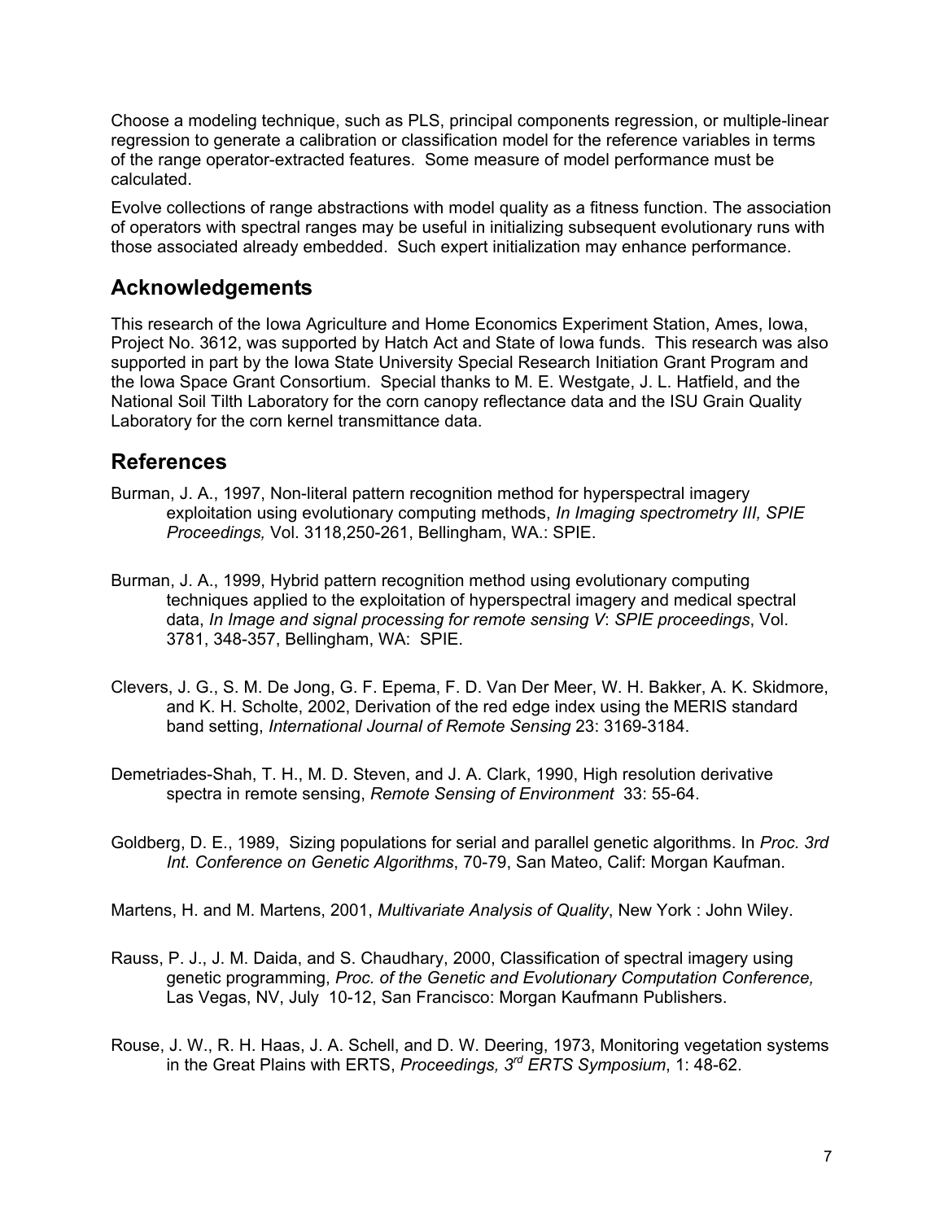Choose a modeling technique, such as PLS, principal components regression, or multiple-linear regression to generate a calibration or classification model for the reference variables in terms of the range operator-extracted features. Some measure of model performance must be calculated.

Evolve collections of range abstractions with model quality as a fitness function. The association of operators with spectral ranges may be useful in initializing subsequent evolutionary runs with those associated already embedded. Such expert initialization may enhance performance.

## Acknowledgements

This research of the Iowa Agriculture and Home Economics Experiment Station, Ames, Iowa, Project No. 3612, was supported by Hatch Act and State of Iowa funds. This research was also supported in part by the Iowa State University Special Research Initiation Grant Program and the Iowa Space Grant Consortium. Special thanks to M. E. Westgate, J. L. Hatfield, and the National Soil Tilth Laboratory for the corn canopy reflectance data and the ISU Grain Quality Laboratory for the corn kernel transmittance data.

## References

Burman, J. A., 1997, Non-literal pattern recognition method for hyperspectral imagery exploitation using evolutionary computing methods, *In Imaging spectrometry III, SPIE Proceedings,* Vol. 3118,250-261, Bellingham, WA.: SPIE.

Burman, J. A., 1999, Hybrid pattern recognition method using evolutionary computing techniques applied to the exploitation of hyperspectral imagery and medical spectral data, *In Image and signal processing for remote sensing V*: *SPIE proceedings*, Vol. 3781, 348-357, Bellingham, WA: SPIE.

Clevers, J. G., S. M. De Jong, G. F. Epema, F. D. Van Der Meer, W. H. Bakker, A. K. Skidmore, and K. H. Scholte, 2002, Derivation of the red edge index using the MERIS standard band setting, *International Journal of Remote Sensing* 23: 3169-3184.

Demetriades-Shah, T. H., M. D. Steven, and J. A. Clark, 1990, High resolution derivative spectra in remote sensing, *Remote Sensing of Environment* 33: 55-64.

Goldberg, D. E., 1989, Sizing populations for serial and parallel genetic algorithms. In *Proc. 3rd Int. Conference on Genetic Algorithms*, 70-79, San Mateo, Calif: Morgan Kaufman.

Martens, H. and M. Martens, 2001, *Multivariate Analysis of Quality*, New York : John Wiley.

Rauss, P. J., J. M. Daida, and S. Chaudhary, 2000, Classification of spectral imagery using genetic programming, *Proc. of the Genetic and Evolutionary Computation Conference,* Las Vegas, NV, July 10-12, San Francisco: Morgan Kaufmann Publishers.

Rouse, J. W., R. H. Haas, J. A. Schell, and D. W. Deering, 1973, Monitoring vegetation systems in the Great Plains with ERTS, *Proceedings, 3rd ERTS Symposium*, 1: 48-62.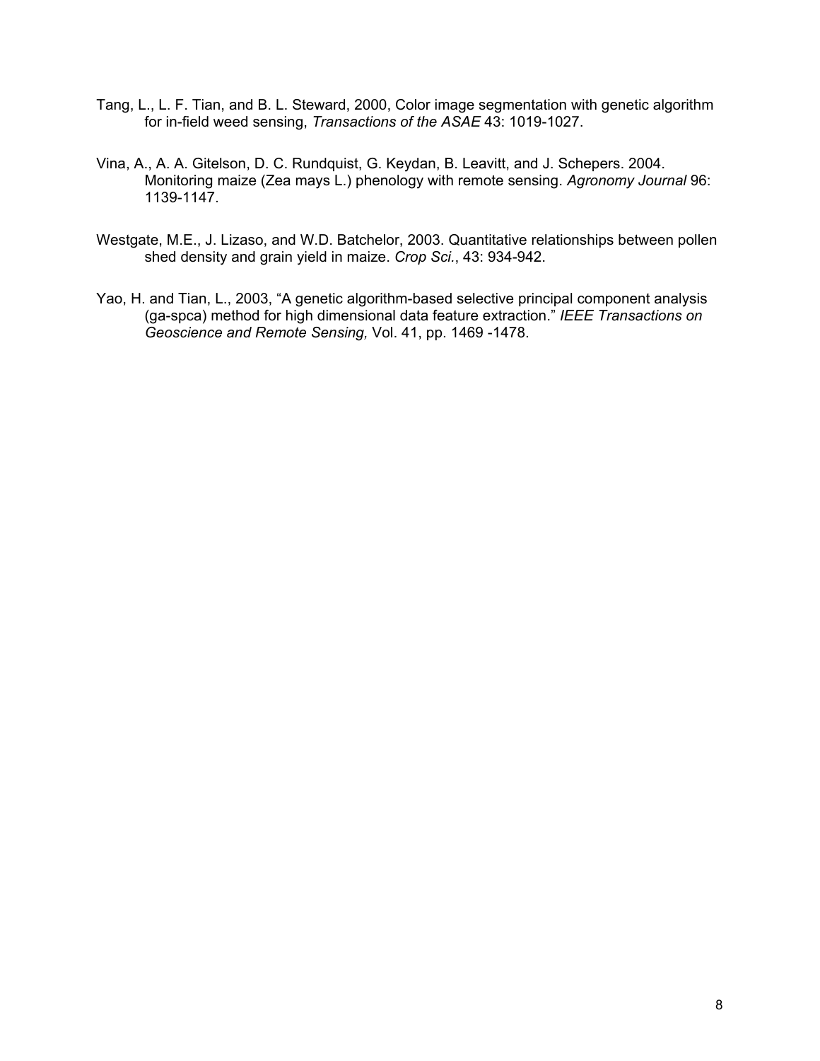Tang, L., L. F. Tian, and B. L. Steward, 2000, Color image segmentation with genetic algorithm for in-field weed sensing, *Transactions of the ASAE* 43: 1019-1027.

Vina, A., A. A. Gitelson, D. C. Rundquist, G. Keydan, B. Leavitt, and J. Schepers. 2004. Monitoring maize (Zea mays L.) phenology with remote sensing. *Agronomy Journal* 96: 1139-1147.

Westgate, M.E., J. Lizaso, and W.D. Batchelor, 2003. Quantitative relationships between pollen shed density and grain yield in maize. *Crop Sci.*, 43: 934-942.

Yao, H. and Tian, L., 2003, "A genetic algorithm-based selective principal component analysis (ga-spca) method for high dimensional data feature extraction." *IEEE Transactions on Geoscience and Remote Sensing,* Vol. 41, pp. 1469 -1478.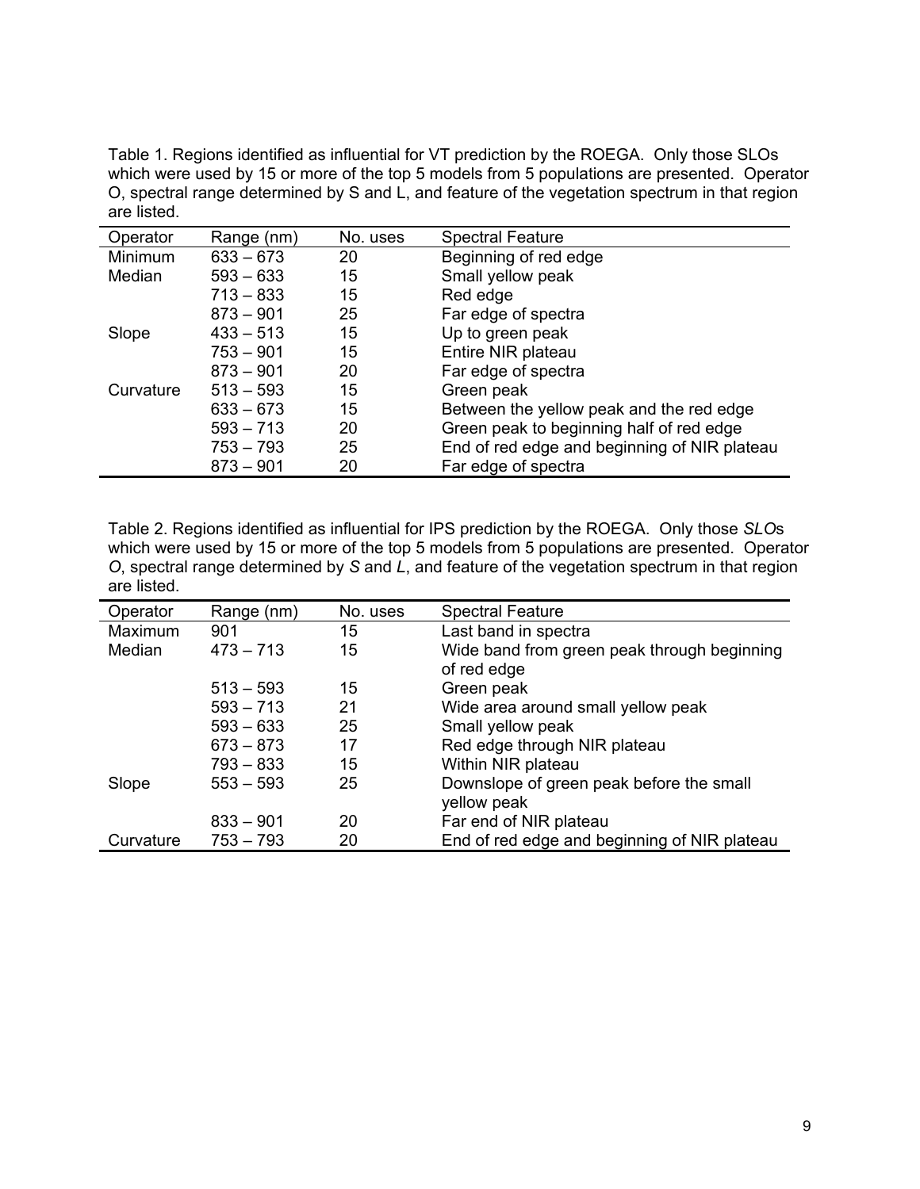Table 1. Regions identified as influential for VT prediction by the ROEGA. Only those SLOs which were used by 15 or more of the top 5 models from 5 populations are presented. Operator O, spectral range determined by S and L, and feature of the vegetation spectrum in that region are listed.

| Operator | Range (nm) | No. uses | Spectral Feature |
|---|---|---|---|
| Minimum | 633 – 673 | 20 | Beginning of red edge |
| Median | 593 – 633 | 15 | Small yellow peak |
| | 713 – 833 | 15 | Red edge |
| | 873 – 901 | 25 | Far edge of spectra |
| Slope | 433 – 513 | 15 | Up to green peak |
| | 753 – 901 | 15 | Entire NIR plateau |
| | 873 – 901 | 20 | Far edge of spectra |
| Curvature | 513 – 593 | 15 | Green peak |
| | 633 – 673 | 15 | Between the yellow peak and the red edge |
| | 593 – 713 | 20 | Green peak to beginning half of red edge |
| | 753 – 793 | 25 | End of red edge and beginning of NIR plateau |
| | 873 – 901 | 20 | Far edge of spectra |

Table 2. Regions identified as influential for IPS prediction by the ROEGA. Only those *SLO*s which were used by 15 or more of the top 5 models from 5 populations are presented. Operator *O*, spectral range determined by *S* and *L*, and feature of the vegetation spectrum in that region are listed.

| Operator | Range (nm) | No. uses | Spectral Feature |
|---|---|---|---|
| Maximum | 901 | 15 | Last band in spectra |
| Median | 473 – 713 | 15 | Wide band from green peak through beginning of red edge |
| | 513 – 593 | 15 | Green peak |
| | 593 – 713 | 21 | Wide area around small yellow peak |
| | 593 – 633 | 25 | Small yellow peak |
| | 673 – 873 | 17 | Red edge through NIR plateau |
| | 793 – 833 | 15 | Within NIR plateau |
| Slope | 553 – 593 | 25 | Downslope of green peak before the small yellow peak |
| | 833 – 901 | 20 | Far end of NIR plateau |
| Curvature | 753 – 793 | 20 | End of red edge and beginning of NIR plateau |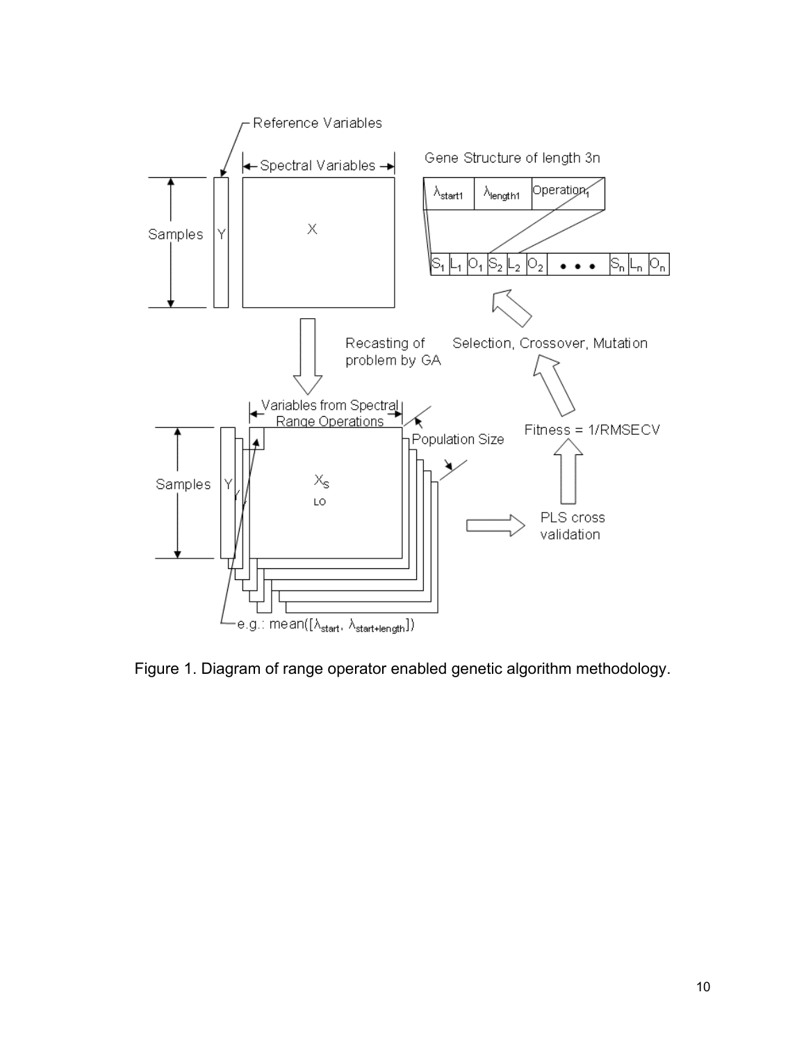Figure 1. Diagram of range operator enabled genetic algorithm methodology.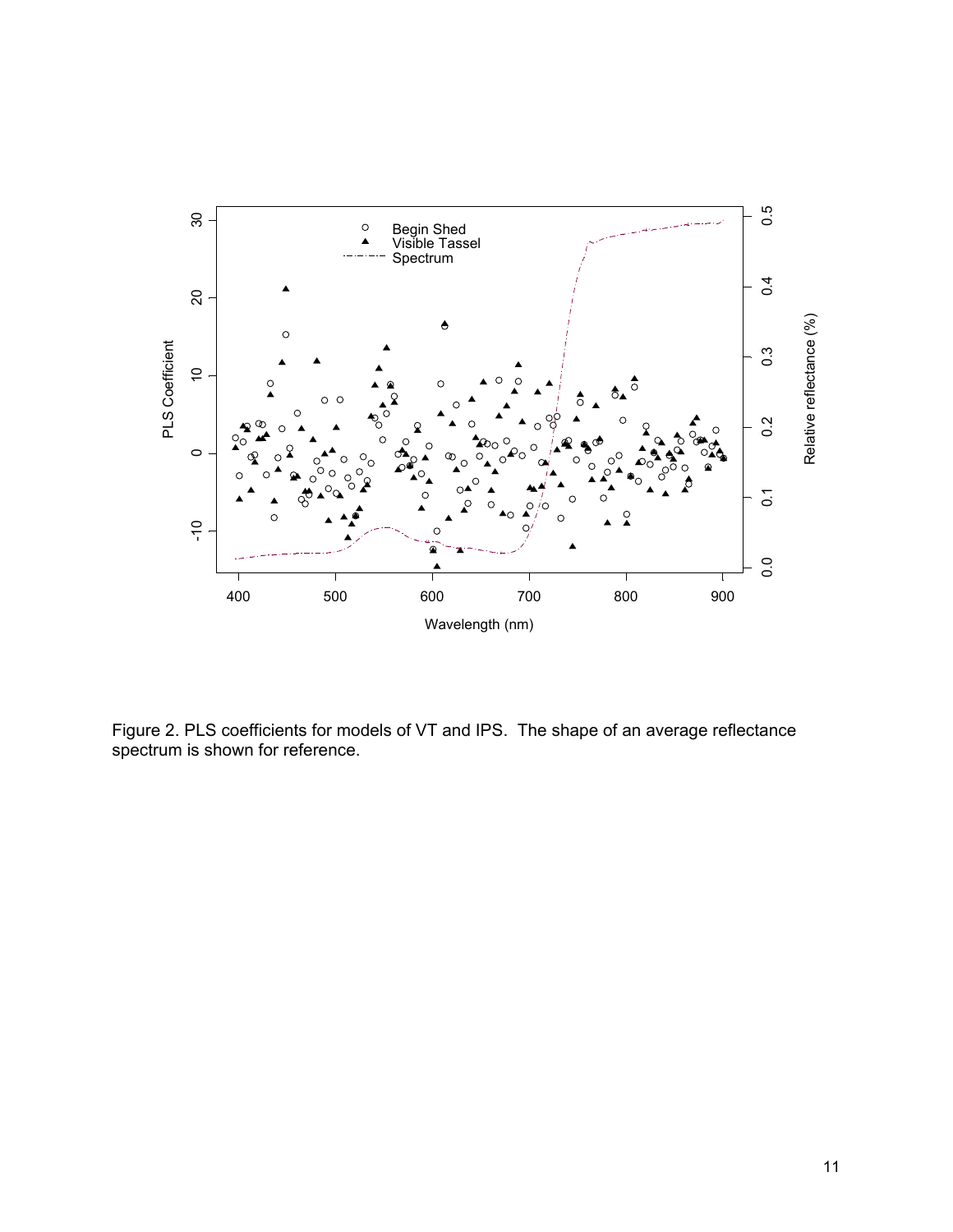Figure 2. PLS coefficients for models of VT and IPS. The shape of an average reflectance spectrum is shown for reference.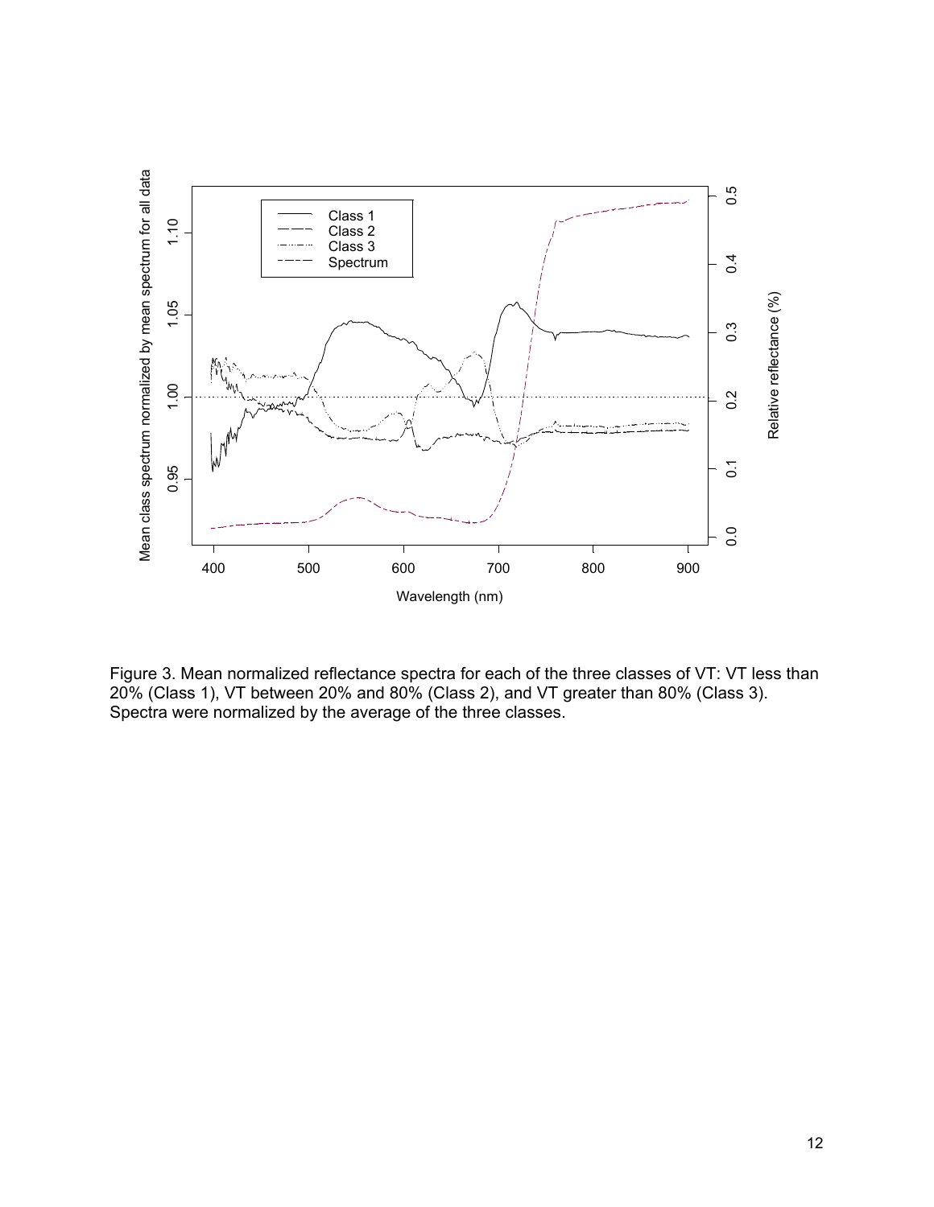Figure 3. Mean normalized reflectance spectra for each of the three classes of VT: VT less than 20% (Class 1), VT between 20% and 80% (Class 2), and VT greater than 80% (Class 3). Spectra were normalized by the average of the three classes.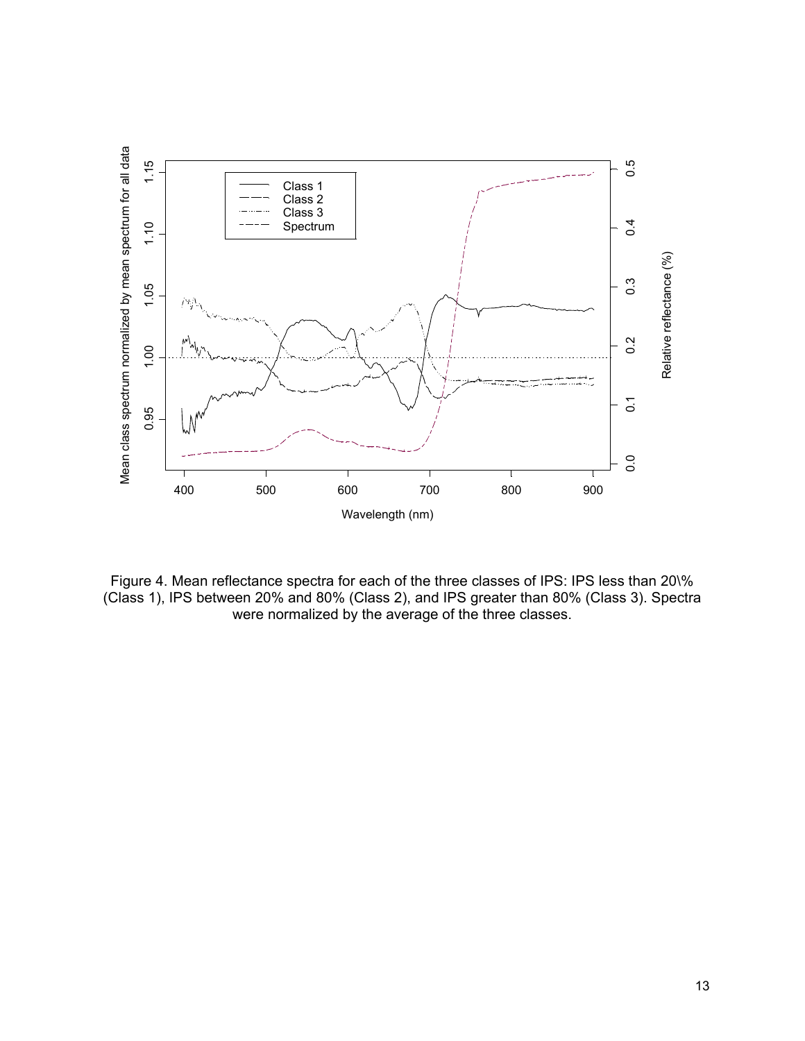Mean class spectrum normalized by mean spectrum for all data

1.15
1.10
1.05
1.00
0.95

Relative reflectance (%)

0.5
0.4
0.3
0.2
0.1
0.0

400
500
600
700
800
900

Wavelength (nm)

Class 1
Class 2
Class 3
Spectrum

Figure 4. Mean reflectance spectra for each of the three classes of IPS: IPS less than 20\% (Class 1), IPS between 20% and 80% (Class 2), and IPS greater than 80% (Class 3). Spectra were normalized by the average of the three classes.